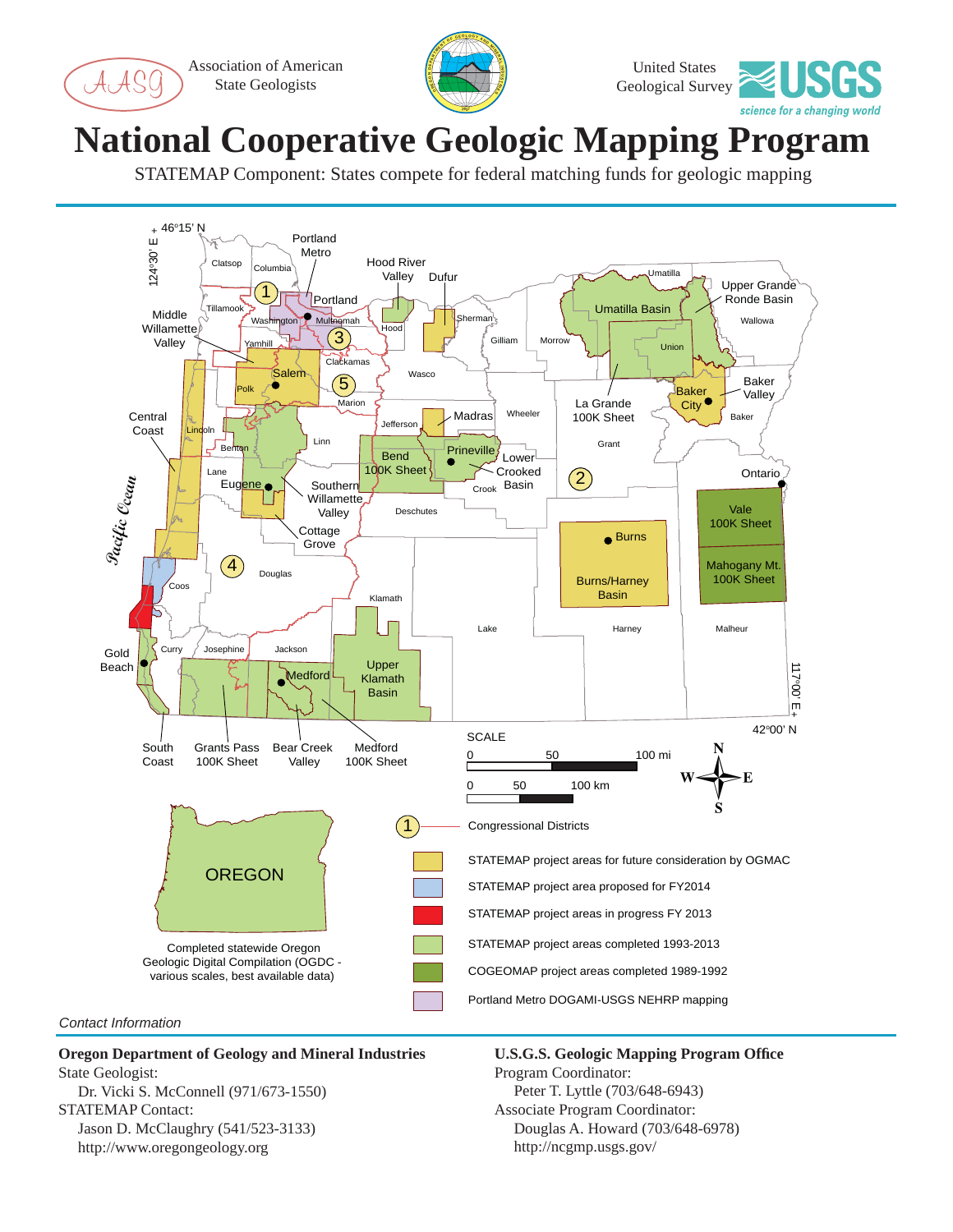Association of American State Geologists

United States Geological Survey

USGS — science for a changing world

# National Cooperative Geologic Mapping Program

STATEMAP Component: States compete for federal matching funds for geologic mapping

Completed statewide Oregon Geologic Digital Compilation (OGDC - various scales, best available data)

- 1 — Congressional Districts
- STATEMAP project areas for future consideration by OGMAC
- STATEMAP project area proposed for FY2014
- STATEMAP project areas in progress FY 2013
- STATEMAP project areas completed 1993-2013
- COGEOMAP project areas completed 1989-1992
- Portland Metro DOGAMI-USGS NEHRP mapping

*Contact Information*

**Oregon Department of Geology and Mineral Industries**
State Geologist:
Dr. Vicki S. McConnell (971/673-1550)
STATEMAP Contact:
Jason D. McClaughry (541/523-3133)
http://www.oregongeology.org

**U.S.G.S. Geologic Mapping Program Office**
Program Coordinator:
Peter T. Lyttle (703/648-6943)
Associate Program Coordinator:
Douglas A. Howard (703/648-6978)
http://ncgmp.usgs.gov/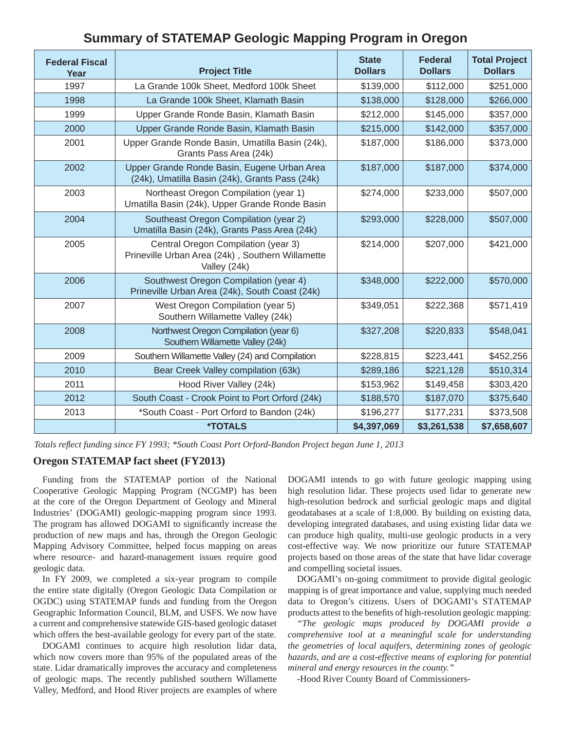# Summary of STATEMAP Geologic Mapping Program in Oregon

| Federal Fiscal Year | Project Title | State Dollars | Federal Dollars | Total Project Dollars |
|---|---|---|---|---|
| 1997 | La Grande 100k Sheet, Medford 100k Sheet | $139,000 | $112,000 | $251,000 |
| 1998 | La Grande 100k Sheet, Klamath Basin | $138,000 | $128,000 | $266,000 |
| 1999 | Upper Grande Ronde Basin, Klamath Basin | $212,000 | $145,000 | $357,000 |
| 2000 | Upper Grande Ronde Basin, Klamath Basin | $215,000 | $142,000 | $357,000 |
| 2001 | Upper Grande Ronde Basin, Umatilla Basin (24k), Grants Pass Area (24k) | $187,000 | $186,000 | $373,000 |
| 2002 | Upper Grande Ronde Basin, Eugene Urban Area (24k), Umatilla Basin (24k), Grants Pass (24k) | $187,000 | $187,000 | $374,000 |
| 2003 | Northeast Oregon Compilation (year 1) Umatilla Basin (24k), Upper Grande Ronde Basin | $274,000 | $233,000 | $507,000 |
| 2004 | Southeast Oregon Compilation (year 2) Umatilla Basin (24k), Grants Pass Area (24k) | $293,000 | $228,000 | $507,000 |
| 2005 | Central Oregon Compilation (year 3) Prineville Urban Area (24k) , Southern Willamette Valley (24k) | $214,000 | $207,000 | $421,000 |
| 2006 | Southwest Oregon Compilation (year 4) Prineville Urban Area (24k), South Coast (24k) | $348,000 | $222,000 | $570,000 |
| 2007 | West Oregon Compilation (year 5) Southern Willamette Valley (24k) | $349,051 | $222,368 | $571,419 |
| 2008 | Northwest Oregon Compilation (year 6) Southern Willamette Valley (24k) | $327,208 | $220,833 | $548,041 |
| 2009 | Southern Willamette Valley (24) and Compilation | $228,815 | $223,441 | $452,256 |
| 2010 | Bear Creek Valley compilation (63k) | $289,186 | $221,128 | $510,314 |
| 2011 | Hood River Valley (24k) | $153,962 | $149,458 | $303,420 |
| 2012 | South Coast - Crook Point to Port Orford (24k) | $188,570 | $187,070 | $375,640 |
| 2013 | *South Coast - Port Orford to Bandon (24k) | $196,277 | $177,231 | $373,508 |
| | ***TOTALS** | **$4,397,069** | **$3,261,538** | **$7,658,607** |

*Totals reflect funding since FY 1993; *South Coast Port Orford-Bandon Project began June 1, 2013*

## Oregon STATEMAP fact sheet (FY2013)

Funding from the STATEMAP portion of the National Cooperative Geologic Mapping Program (NCGMP) has been at the core of the Oregon Department of Geology and Mineral Industries' (DOGAMI) geologic-mapping program since 1993. The program has allowed DOGAMI to significantly increase the production of new maps and has, through the Oregon Geologic Mapping Advisory Committee, helped focus mapping on areas where resource- and hazard-management issues require good geologic data.

In FY 2009, we completed a six-year program to compile the entire state digitally (Oregon Geologic Data Compilation or OGDC) using STATEMAP funds and funding from the Oregon Geographic Information Council, BLM, and USFS. We now have a current and comprehensive statewide GIS-based geologic dataset which offers the best-available geology for every part of the state.

DOGAMI continues to acquire high resolution lidar data, which now covers more than 95% of the populated areas of the state. Lidar dramatically improves the accuracy and completeness of geologic maps. The recently published southern Willamette Valley, Medford, and Hood River projects are examples of where DOGAMI intends to go with future geologic mapping using high resolution lidar. These projects used lidar to generate new high-resolution bedrock and surficial geologic maps and digital geodatabases at a scale of 1:8,000. By building on existing data, developing integrated databases, and using existing lidar data we can produce high quality, multi-use geologic products in a very cost-effective way. We now prioritize our future STATEMAP projects based on those areas of the state that have lidar coverage and compelling societal issues.

DOGAMI's on-going commitment to provide digital geologic mapping is of great importance and value, supplying much needed data to Oregon's citizens. Users of DOGAMI's STATEMAP products attest to the benefits of high-resolution geologic mapping:

*"The geologic maps produced by DOGAMI provide a comprehensive tool at a meaningful scale for understanding the geometries of local aquifers, determining zones of geologic hazards, and are a cost-effective means of exploring for potential mineral and energy resources in the county."*

-Hood River County Board of Commissioners-